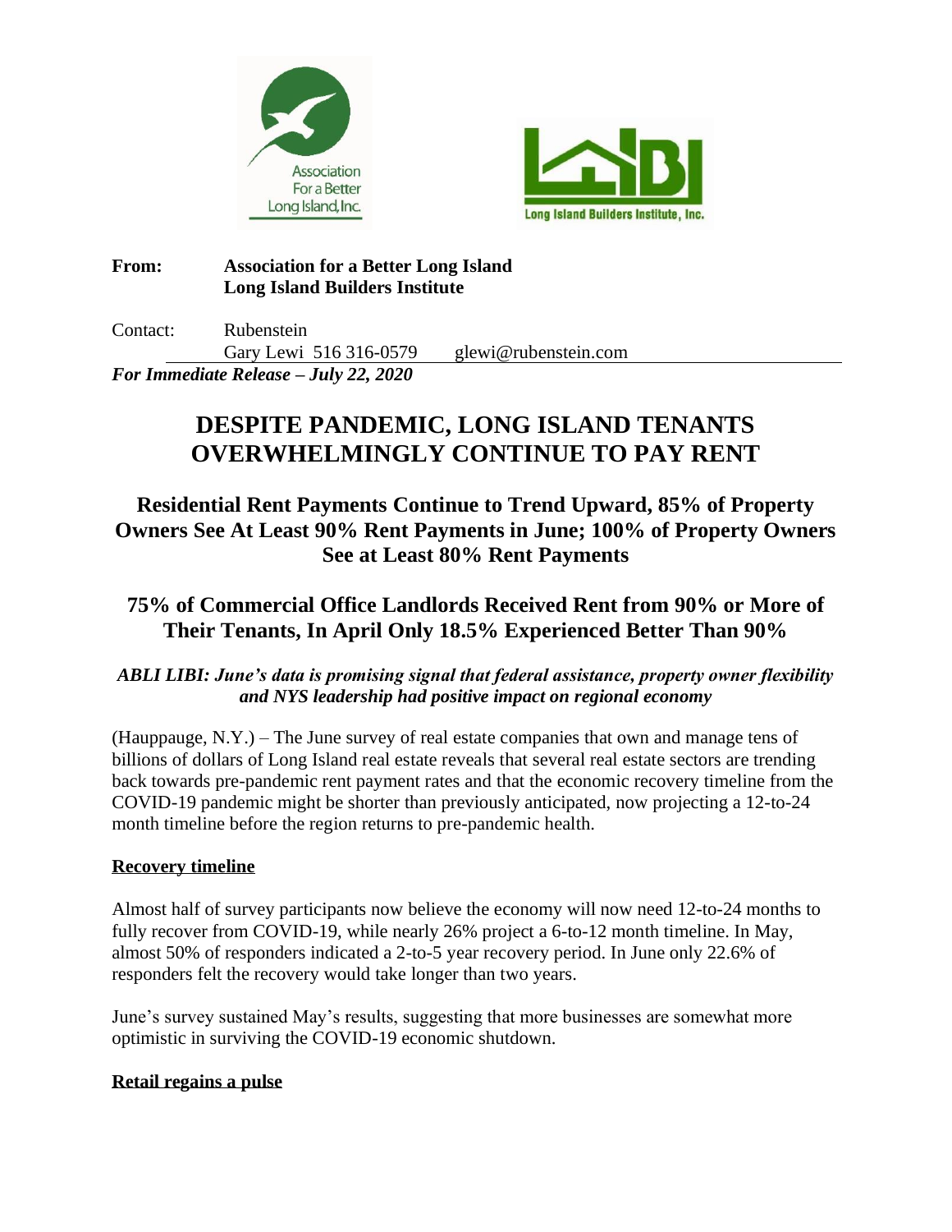**From:** **Association for a Better Long Island**
**Long Island Builders Institute**

Contact: Rubenstein
Gary Lewi 516 316-0579 glewi@rubenstein.com

***For Immediate Release – July 22, 2020***

# DESPITE PANDEMIC, LONG ISLAND TENANTS OVERWHELMINGLY CONTINUE TO PAY RENT

## Residential Rent Payments Continue to Trend Upward, 85% of Property Owners See At Least 90% Rent Payments in June; 100% of Property Owners See at Least 80% Rent Payments

## 75% of Commercial Office Landlords Received Rent from 90% or More of Their Tenants, In April Only 18.5% Experienced Better Than 90%

***ABLI LIBI: June's data is promising signal that federal assistance, property owner flexibility and NYS leadership had positive impact on regional economy***

(Hauppauge, N.Y.) – The June survey of real estate companies that own and manage tens of billions of dollars of Long Island real estate reveals that several real estate sectors are trending back towards pre-pandemic rent payment rates and that the economic recovery timeline from the COVID-19 pandemic might be shorter than previously anticipated, now projecting a 12-to-24 month timeline before the region returns to pre-pandemic health.

**Recovery timeline**

Almost half of survey participants now believe the economy will now need 12-to-24 months to fully recover from COVID-19, while nearly 26% project a 6-to-12 month timeline. In May, almost 50% of responders indicated a 2-to-5 year recovery period. In June only 22.6% of responders felt the recovery would take longer than two years.

June's survey sustained May's results, suggesting that more businesses are somewhat more optimistic in surviving the COVID-19 economic shutdown.

**Retail regains a pulse**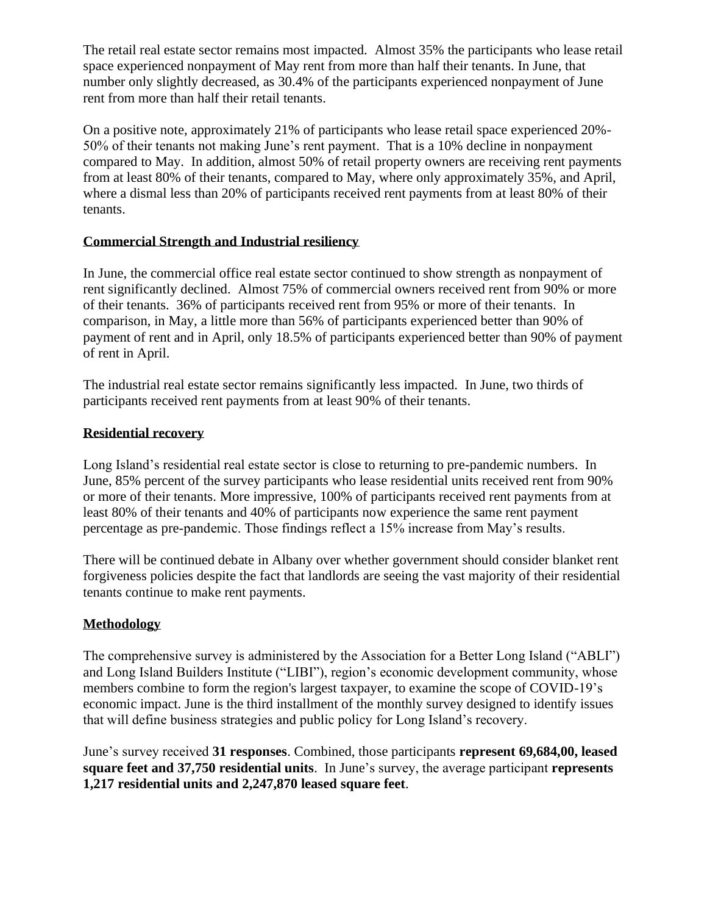The retail real estate sector remains most impacted. Almost 35% the participants who lease retail space experienced nonpayment of May rent from more than half their tenants. In June, that number only slightly decreased, as 30.4% of the participants experienced nonpayment of June rent from more than half their retail tenants.

On a positive note, approximately 21% of participants who lease retail space experienced 20%-50% of their tenants not making June's rent payment. That is a 10% decline in nonpayment compared to May. In addition, almost 50% of retail property owners are receiving rent payments from at least 80% of their tenants, compared to May, where only approximately 35%, and April, where a dismal less than 20% of participants received rent payments from at least 80% of their tenants.

## Commercial Strength and Industrial resiliency

In June, the commercial office real estate sector continued to show strength as nonpayment of rent significantly declined. Almost 75% of commercial owners received rent from 90% or more of their tenants. 36% of participants received rent from 95% or more of their tenants. In comparison, in May, a little more than 56% of participants experienced better than 90% of payment of rent and in April, only 18.5% of participants experienced better than 90% of payment of rent in April.

The industrial real estate sector remains significantly less impacted. In June, two thirds of participants received rent payments from at least 90% of their tenants.

## Residential recovery

Long Island's residential real estate sector is close to returning to pre-pandemic numbers. In June, 85% percent of the survey participants who lease residential units received rent from 90% or more of their tenants. More impressive, 100% of participants received rent payments from at least 80% of their tenants and 40% of participants now experience the same rent payment percentage as pre-pandemic. Those findings reflect a 15% increase from May's results.

There will be continued debate in Albany over whether government should consider blanket rent forgiveness policies despite the fact that landlords are seeing the vast majority of their residential tenants continue to make rent payments.

## Methodology

The comprehensive survey is administered by the Association for a Better Long Island ("ABLI") and Long Island Builders Institute ("LIBI"), region's economic development community, whose members combine to form the region's largest taxpayer, to examine the scope of COVID-19's economic impact. June is the third installment of the monthly survey designed to identify issues that will define business strategies and public policy for Long Island's recovery.

June's survey received **31 responses**. Combined, those participants **represent 69,684,00, leased square feet and 37,750 residential units**. In June's survey, the average participant **represents 1,217 residential units and 2,247,870 leased square feet**.